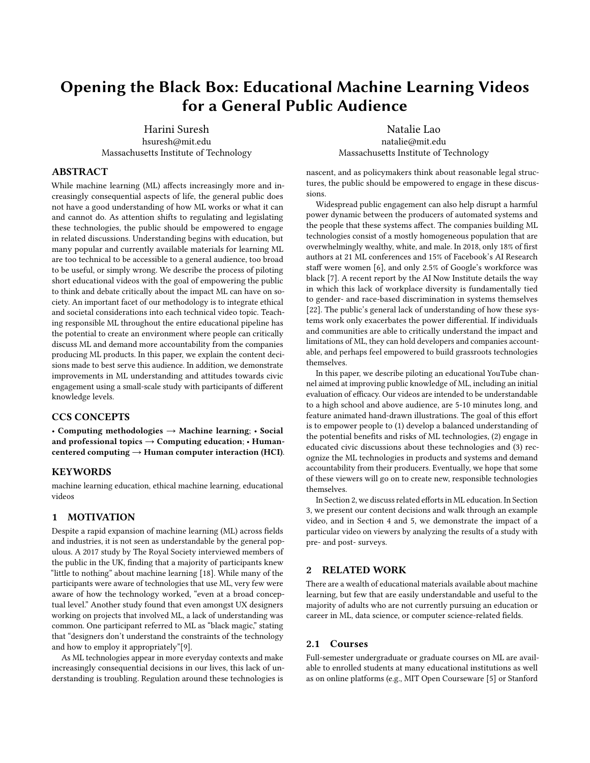# Opening the Black Box: Educational Machine Learning Videos for a General Public Audience

Harini Suresh
hsuresh@mit.edu
Massachusetts Institute of Technology

Natalie Lao
natalie@mit.edu
Massachusetts Institute of Technology

## ABSTRACT

While machine learning (ML) affects increasingly more and increasingly consequential aspects of life, the general public does not have a good understanding of how ML works or what it can and cannot do. As attention shifts to regulating and legislating these technologies, the public should be empowered to engage in related discussions. Understanding begins with education, but many popular and currently available materials for learning ML are too technical to be accessible to a general audience, too broad to be useful, or simply wrong. We describe the process of piloting short educational videos with the goal of empowering the public to think and debate critically about the impact ML can have on society. An important facet of our methodology is to integrate ethical and societal considerations into each technical video topic. Teaching responsible ML throughout the entire educational pipeline has the potential to create an environment where people can critically discuss ML and demand more accountability from the companies producing ML products. In this paper, we explain the content decisions made to best serve this audience. In addition, we demonstrate improvements in ML understanding and attitudes towards civic engagement using a small-scale study with participants of different knowledge levels.

## CCS CONCEPTS

**• Computing methodologies → Machine learning; • Social and professional topics → Computing education; • Human-centered computing → Human computer interaction (HCI).**

## KEYWORDS

machine learning education, ethical machine learning, educational videos

## 1 MOTIVATION

Despite a rapid expansion of machine learning (ML) across fields and industries, it is not seen as understandable by the general populous. A 2017 study by The Royal Society interviewed members of the public in the UK, finding that a majority of participants knew "little to nothing" about machine learning [18]. While many of the participants were aware of technologies that use ML, very few were aware of how the technology worked, "even at a broad conceptual level." Another study found that even amongst UX designers working on projects that involved ML, a lack of understanding was common. One participant referred to ML as "black magic," stating that "designers don't understand the constraints of the technology and how to employ it appropriately"[9].

As ML technologies appear in more everyday contexts and make increasingly consequential decisions in our lives, this lack of understanding is troubling. Regulation around these technologies is nascent, and as policymakers think about reasonable legal structures, the public should be empowered to engage in these discussions.

Widespread public engagement can also help disrupt a harmful power dynamic between the producers of automated systems and the people that these systems affect. The companies building ML technologies consist of a mostly homogeneous population that are overwhelmingly wealthy, white, and male. In 2018, only 18% of first authors at 21 ML conferences and 15% of Facebook's AI Research staff were women [6], and only 2.5% of Google's workforce was black [7]. A recent report by the AI Now Institute details the way in which this lack of workplace diversity is fundamentally tied to gender- and race-based discrimination in systems themselves [22]. The public's general lack of understanding of how these systems work only exacerbates the power differential. If individuals and communities are able to critically understand the impact and limitations of ML, they can hold developers and companies accountable, and perhaps feel empowered to build grassroots technologies themselves.

In this paper, we describe piloting an educational YouTube channel aimed at improving public knowledge of ML, including an initial evaluation of efficacy. Our videos are intended to be understandable to a high school and above audience, are 5-10 minutes long, and feature animated hand-drawn illustrations. The goal of this effort is to empower people to (1) develop a balanced understanding of the potential benefits and risks of ML technologies, (2) engage in educated civic discussions about these technologies and (3) recognize the ML technologies in products and systems and demand accountability from their producers. Eventually, we hope that some of these viewers will go on to create new, responsible technologies themselves.

In Section 2, we discuss related efforts in ML education. In Section 3, we present our content decisions and walk through an example video, and in Section 4 and 5, we demonstrate the impact of a particular video on viewers by analyzing the results of a study with pre- and post- surveys.

## 2 RELATED WORK

There are a wealth of educational materials available about machine learning, but few that are easily understandable and useful to the majority of adults who are not currently pursuing an education or career in ML, data science, or computer science-related fields.

### 2.1 Courses

Full-semester undergraduate or graduate courses on ML are available to enrolled students at many educational institutions as well as on online platforms (e.g., MIT Open Courseware [5] or Stanford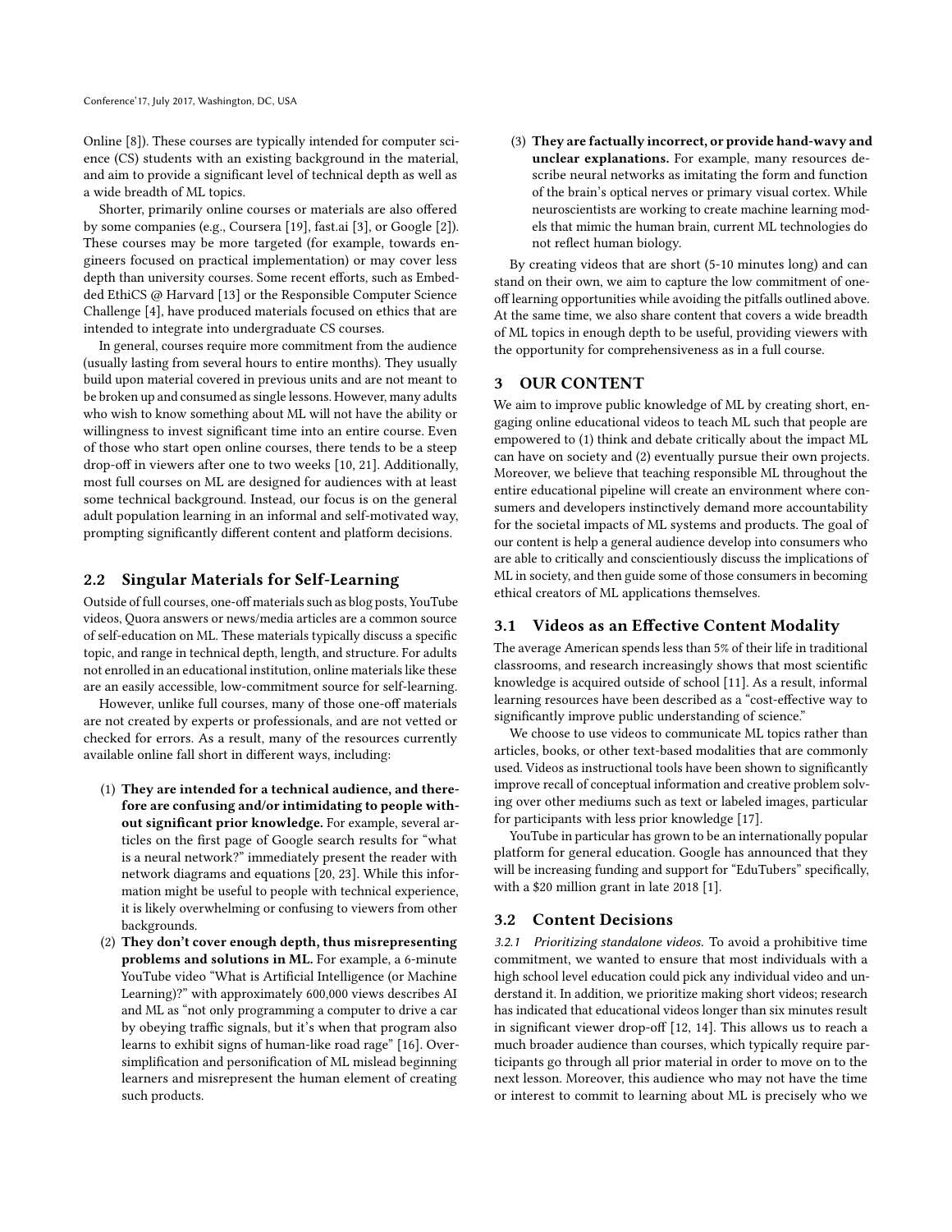Online [8]). These courses are typically intended for computer science (CS) students with an existing background in the material, and aim to provide a significant level of technical depth as well as a wide breadth of ML topics.

Shorter, primarily online courses or materials are also offered by some companies (e.g., Coursera [19], fast.ai [3], or Google [2]). These courses may be more targeted (for example, towards engineers focused on practical implementation) or may cover less depth than university courses. Some recent efforts, such as Embedded EthiCS @ Harvard [13] or the Responsible Computer Science Challenge [4], have produced materials focused on ethics that are intended to integrate into undergraduate CS courses.

In general, courses require more commitment from the audience (usually lasting from several hours to entire months). They usually build upon material covered in previous units and are not meant to be broken up and consumed as single lessons. However, many adults who wish to know something about ML will not have the ability or willingness to invest significant time into an entire course. Even of those who start open online courses, there tends to be a steep drop-off in viewers after one to two weeks [10, 21]. Additionally, most full courses on ML are designed for audiences with at least some technical background. Instead, our focus is on the general adult population learning in an informal and self-motivated way, prompting significantly different content and platform decisions.

### 2.2 Singular Materials for Self-Learning

Outside of full courses, one-off materials such as blog posts, YouTube videos, Quora answers or news/media articles are a common source of self-education on ML. These materials typically discuss a specific topic, and range in technical depth, length, and structure. For adults not enrolled in an educational institution, online materials like these are an easily accessible, low-commitment source for self-learning.

However, unlike full courses, many of those one-off materials are not created by experts or professionals, and are not vetted or checked for errors. As a result, many of the resources currently available online fall short in different ways, including:

1. **They are intended for a technical audience, and therefore are confusing and/or intimidating to people without significant prior knowledge.** For example, several articles on the first page of Google search results for "what is a neural network?" immediately present the reader with network diagrams and equations [20, 23]. While this information might be useful to people with technical experience, it is likely overwhelming or confusing to viewers from other backgrounds.
2. **They don't cover enough depth, thus misrepresenting problems and solutions in ML.** For example, a 6-minute YouTube video "What is Artificial Intelligence (or Machine Learning)?" with approximately 600,000 views describes AI and ML as "not only programming a computer to drive a car by obeying traffic signals, but it's when that program also learns to exhibit signs of human-like road rage" [16]. Oversimplification and personification of ML mislead beginning learners and misrepresent the human element of creating such products.
3. **They are factually incorrect, or provide hand-wavy and unclear explanations.** For example, many resources describe neural networks as imitating the form and function of the brain's optical nerves or primary visual cortex. While neuroscientists are working to create machine learning models that mimic the human brain, current ML technologies do not reflect human biology.

By creating videos that are short (5-10 minutes long) and can stand on their own, we aim to capture the low commitment of one-off learning opportunities while avoiding the pitfalls outlined above. At the same time, we also share content that covers a wide breadth of ML topics in enough depth to be useful, providing viewers with the opportunity for comprehensiveness as in a full course.

## 3 OUR CONTENT

We aim to improve public knowledge of ML by creating short, engaging online educational videos to teach ML such that people are empowered to (1) think and debate critically about the impact ML can have on society and (2) eventually pursue their own projects. Moreover, we believe that teaching responsible ML throughout the entire educational pipeline will create an environment where consumers and developers instinctively demand more accountability for the societal impacts of ML systems and products. The goal of our content is help a general audience develop into consumers who are able to critically and conscientiously discuss the implications of ML in society, and then guide some of those consumers in becoming ethical creators of ML applications themselves.

### 3.1 Videos as an Effective Content Modality

The average American spends less than 5% of their life in traditional classrooms, and research increasingly shows that most scientific knowledge is acquired outside of school [11]. As a result, informal learning resources have been described as a "cost-effective way to significantly improve public understanding of science."

We choose to use videos to communicate ML topics rather than articles, books, or other text-based modalities that are commonly used. Videos as instructional tools have been shown to significantly improve recall of conceptual information and creative problem solving over other mediums such as text or labeled images, particular for participants with less prior knowledge [17].

YouTube in particular has grown to be an internationally popular platform for general education. Google has announced that they will be increasing funding and support for "EduTubers" specifically, with a $20 million grant in late 2018 [1].

### 3.2 Content Decisions

*3.2.1 Prioritizing standalone videos.* To avoid a prohibitive time commitment, we wanted to ensure that most individuals with a high school level education could pick any individual video and understand it. In addition, we prioritize making short videos; research has indicated that educational videos longer than six minutes result in significant viewer drop-off [12, 14]. This allows us to reach a much broader audience than courses, which typically require participants go through all prior material in order to move on to the next lesson. Moreover, this audience who may not have the time or interest to commit to learning about ML is precisely who we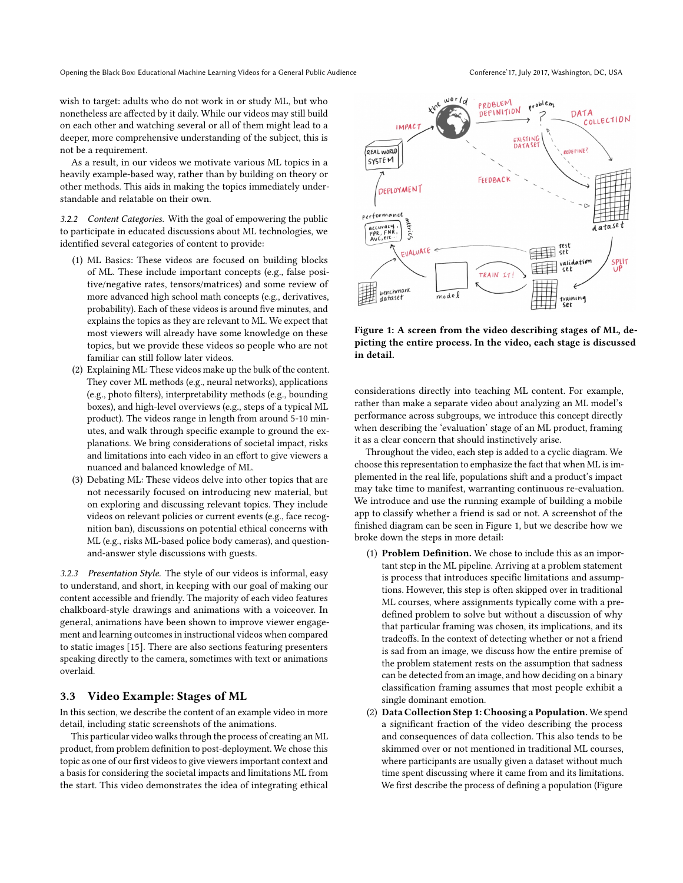wish to target: adults who do not work in or study ML, but who nonetheless are affected by it daily. While our videos may still build on each other and watching several or all of them might lead to a deeper, more comprehensive understanding of the subject, this is not be a requirement.

As a result, in our videos we motivate various ML topics in a heavily example-based way, rather than by building on theory or other methods. This aids in making the topics immediately understandable and relatable on their own.

*3.2.2 Content Categories.* With the goal of empowering the public to participate in educated discussions about ML technologies, we identified several categories of content to provide:

(1) ML Basics: These videos are focused on building blocks of ML. These include important concepts (e.g., false positive/negative rates, tensors/matrices) and some review of more advanced high school math concepts (e.g., derivatives, probability). Each of these videos is around five minutes, and explains the topics as they are relevant to ML. We expect that most viewers will already have some knowledge on these topics, but we provide these videos so people who are not familiar can still follow later videos.
(2) Explaining ML: These videos make up the bulk of the content. They cover ML methods (e.g., neural networks), applications (e.g., photo filters), interpretability methods (e.g., bounding boxes), and high-level overviews (e.g., steps of a typical ML product). The videos range in length from around 5-10 minutes, and walk through specific example to ground the explanations. We bring considerations of societal impact, risks and limitations into each video in an effort to give viewers a nuanced and balanced knowledge of ML.
(3) Debating ML: These videos delve into other topics that are not necessarily focused on introducing new material, but on exploring and discussing relevant topics. They include videos on relevant policies or current events (e.g., face recognition ban), discussions on potential ethical concerns with ML (e.g., risks ML-based police body cameras), and question-and-answer style discussions with guests.

*3.2.3 Presentation Style.* The style of our videos is informal, easy to understand, and short, in keeping with our goal of making our content accessible and friendly. The majority of each video features chalkboard-style drawings and animations with a voiceover. In general, animations have been shown to improve viewer engagement and learning outcomes in instructional videos when compared to static images [15]. There are also sections featuring presenters speaking directly to the camera, sometimes with text or animations overlaid.

### 3.3 Video Example: Stages of ML

In this section, we describe the content of an example video in more detail, including static screenshots of the animations.

This particular video walks through the process of creating an ML product, from problem definition to post-deployment. We chose this topic as one of our first videos to give viewers important context and a basis for considering the societal impacts and limitations ML from the start. This video demonstrates the idea of integrating ethical considerations directly into teaching ML content. For example, rather than make a separate video about analyzing an ML model's performance across subgroups, we introduce this concept directly when describing the 'evaluation' stage of an ML product, framing it as a clear concern that should instinctively arise.

**Figure 1: A screen from the video describing stages of ML, depicting the entire process. In the video, each stage is discussed in detail.**

Throughout the video, each step is added to a cyclic diagram. We choose this representation to emphasize the fact that when ML is implemented in the real life, populations shift and a product's impact may take time to manifest, warranting continuous re-evaluation. We introduce and use the running example of building a mobile app to classify whether a friend is sad or not. A screenshot of the finished diagram can be seen in Figure 1, but we describe how we broke down the steps in more detail:

(1) **Problem Definition.** We chose to include this as an important step in the ML pipeline. Arriving at a problem statement is process that introduces specific limitations and assumptions. However, this step is often skipped over in traditional ML courses, where assignments typically come with a predefined problem to solve but without a discussion of why that particular framing was chosen, its implications, and its tradeoffs. In the context of detecting whether or not a friend is sad from an image, we discuss how the entire premise of the problem statement rests on the assumption that sadness can be detected from an image, and how deciding on a binary classification framing assumes that most people exhibit a single dominant emotion.
(2) **Data Collection Step 1: Choosing a Population.** We spend a significant fraction of the video describing the process and consequences of data collection. This also tends to be skimmed over or not mentioned in traditional ML courses, where participants are usually given a dataset without much time spent discussing where it came from and its limitations. We first describe the process of defining a population (Figure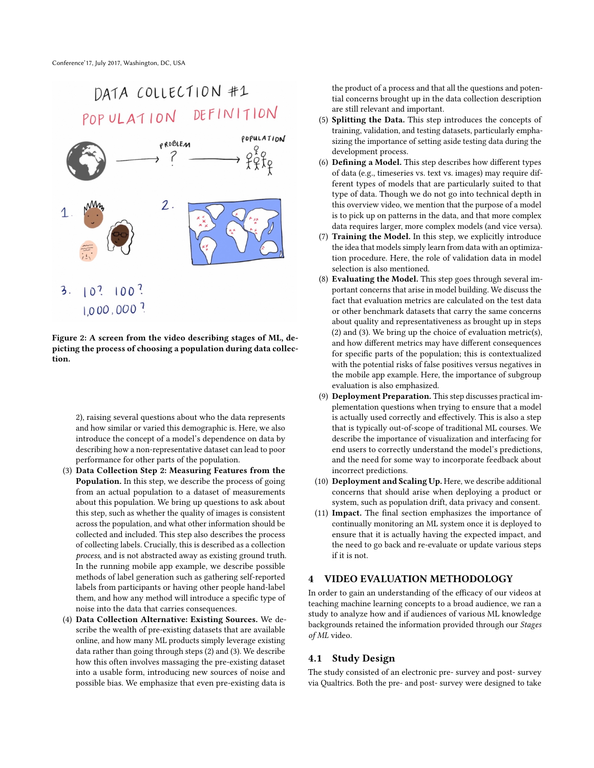Figure 2: A screen from the video describing stages of ML, depicting the process of choosing a population during data collection.

2), raising several questions about who the data represents and how similar or varied this demographic is. Here, we also introduce the concept of a model's dependence on data by describing how a non-representative dataset can lead to poor performance for other parts of the population.

(3) **Data Collection Step 2: Measuring Features from the Population.** In this step, we describe the process of going from an actual population to a dataset of measurements about this population. We bring up questions to ask about this step, such as whether the quality of images is consistent across the population, and what other information should be collected and included. This step also describes the process of collecting labels. Crucially, this is described as a collection *process*, and is not abstracted away as existing ground truth. In the running mobile app example, we describe possible methods of label generation such as gathering self-reported labels from participants or having other people hand-label them, and how any method will introduce a specific type of noise into the data that carries consequences.

(4) **Data Collection Alternative: Existing Sources.** We describe the wealth of pre-existing datasets that are available online, and how many ML products simply leverage existing data rather than going through steps (2) and (3). We describe how this often involves massaging the pre-existing dataset into a usable form, introducing new sources of noise and possible bias. We emphasize that even pre-existing data is the product of a process and that all the questions and potential concerns brought up in the data collection description are still relevant and important.

(5) **Splitting the Data.** This step introduces the concepts of training, validation, and testing datasets, particularly emphasizing the importance of setting aside testing data during the development process.

(6) **Defining a Model.** This step describes how different types of data (e.g., timeseries vs. text vs. images) may require different types of models that are particularly suited to that type of data. Though we do not go into technical depth in this overview video, we mention that the purpose of a model is to pick up on patterns in the data, and that more complex data requires larger, more complex models (and vice versa).

(7) **Training the Model.** In this step, we explicitly introduce the idea that models simply learn from data with an optimization procedure. Here, the role of validation data in model selection is also mentioned.

(8) **Evaluating the Model.** This step goes through several important concerns that arise in model building. We discuss the fact that evaluation metrics are calculated on the test data or other benchmark datasets that carry the same concerns about quality and representativeness as brought up in steps (2) and (3). We bring up the choice of evaluation metric(s), and how different metrics may have different consequences for specific parts of the population; this is contextualized with the potential risks of false positives versus negatives in the mobile app example. Here, the importance of subgroup evaluation is also emphasized.

(9) **Deployment Preparation.** This step discusses practical implementation questions when trying to ensure that a model is actually used correctly and effectively. This is also a step that is typically out-of-scope of traditional ML courses. We describe the importance of visualization and interfacing for end users to correctly understand the model's predictions, and the need for some way to incorporate feedback about incorrect predictions.

(10) **Deployment and Scaling Up.** Here, we describe additional concerns that should arise when deploying a product or system, such as population drift, data privacy and consent.

(11) **Impact.** The final section emphasizes the importance of continually monitoring an ML system once it is deployed to ensure that it is actually having the expected impact, and the need to go back and re-evaluate or update various steps if it is not.

## 4 VIDEO EVALUATION METHODOLOGY

In order to gain an understanding of the efficacy of our videos at teaching machine learning concepts to a broad audience, we ran a study to analyze how and if audiences of various ML knowledge backgrounds retained the information provided through our *Stages of ML* video.

### 4.1 Study Design

The study consisted of an electronic pre- survey and post- survey via Qualtrics. Both the pre- and post- survey were designed to take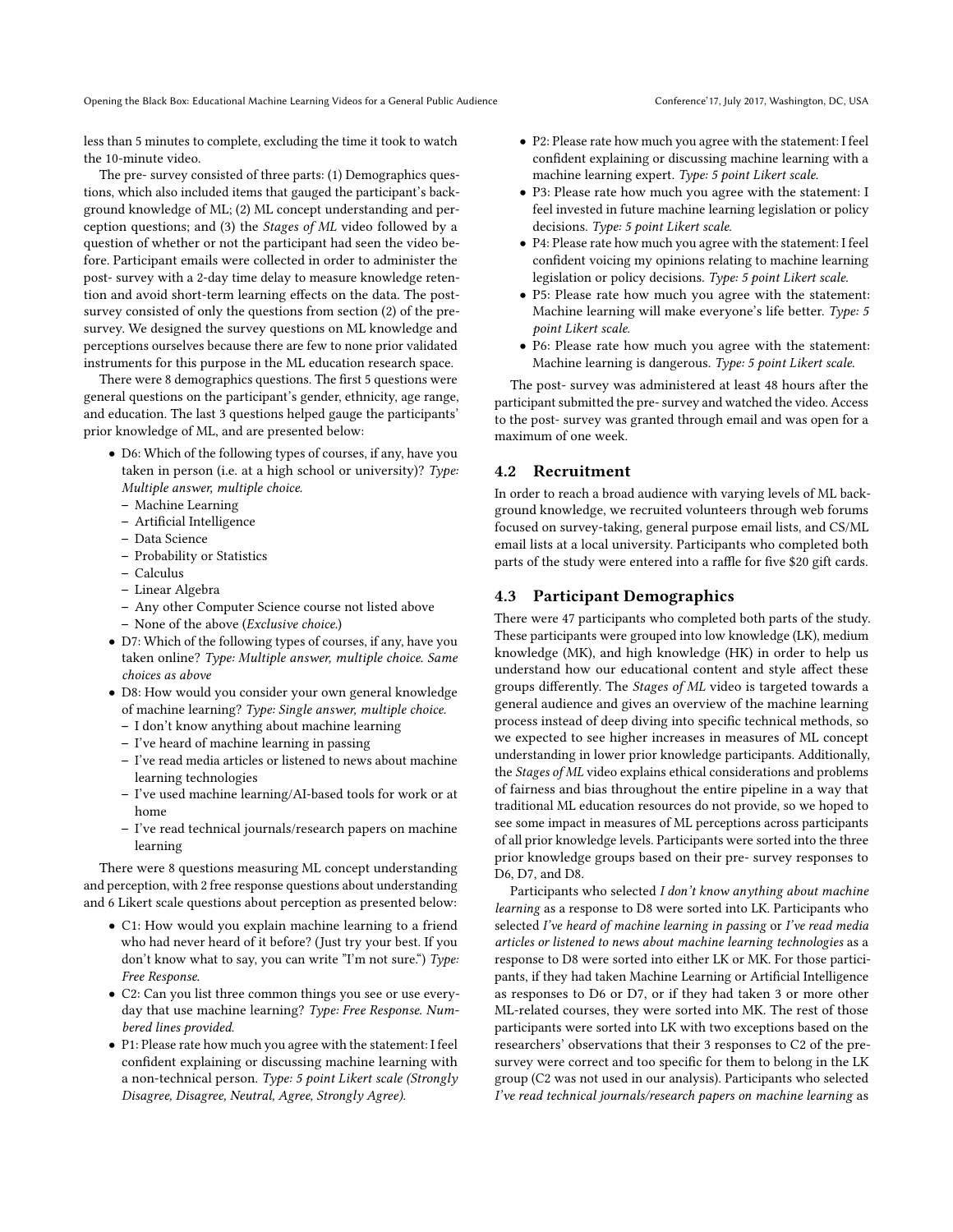less than 5 minutes to complete, excluding the time it took to watch the 10-minute video.

The pre- survey consisted of three parts: (1) Demographics questions, which also included items that gauged the participant's background knowledge of ML; (2) ML concept understanding and perception questions; and (3) the *Stages of ML* video followed by a question of whether or not the participant had seen the video before. Participant emails were collected in order to administer the post- survey with a 2-day time delay to measure knowledge retention and avoid short-term learning effects on the data. The post-survey consisted of only the questions from section (2) of the pre-survey. We designed the survey questions on ML knowledge and perceptions ourselves because there are few to none prior validated instruments for this purpose in the ML education research space.

There were 8 demographics questions. The first 5 questions were general questions on the participant's gender, ethnicity, age range, and education. The last 3 questions helped gauge the participants' prior knowledge of ML, and are presented below:

- D6: Which of the following types of courses, if any, have you taken in person (i.e. at a high school or university)? *Type: Multiple answer, multiple choice.*
  - Machine Learning
  - Artificial Intelligence
  - Data Science
  - Probability or Statistics
  - Calculus
  - Linear Algebra
  - Any other Computer Science course not listed above
  - None of the above (*Exclusive choice.*)
- D7: Which of the following types of courses, if any, have you taken online? *Type: Multiple answer, multiple choice. Same choices as above*
- D8: How would you consider your own general knowledge of machine learning? *Type: Single answer, multiple choice.*
  - I don't know anything about machine learning
  - I've heard of machine learning in passing
  - I've read media articles or listened to news about machine learning technologies
  - I've used machine learning/AI-based tools for work or at home
  - I've read technical journals/research papers on machine learning

There were 8 questions measuring ML concept understanding and perception, with 2 free response questions about understanding and 6 Likert scale questions about perception as presented below:

- C1: How would you explain machine learning to a friend who had never heard of it before? (Just try your best. If you don't know what to say, you can write "I'm not sure.") *Type: Free Response.*
- C2: Can you list three common things you see or use everyday that use machine learning? *Type: Free Response. Numbered lines provided.*
- P1: Please rate how much you agree with the statement: I feel confident explaining or discussing machine learning with a non-technical person. *Type: 5 point Likert scale (Strongly Disagree, Disagree, Neutral, Agree, Strongly Agree).*
- P2: Please rate how much you agree with the statement: I feel confident explaining or discussing machine learning with a machine learning expert. *Type: 5 point Likert scale.*
- P3: Please rate how much you agree with the statement: I feel invested in future machine learning legislation or policy decisions. *Type: 5 point Likert scale.*
- P4: Please rate how much you agree with the statement: I feel confident voicing my opinions relating to machine learning legislation or policy decisions. *Type: 5 point Likert scale.*
- P5: Please rate how much you agree with the statement: Machine learning will make everyone's life better. *Type: 5 point Likert scale.*
- P6: Please rate how much you agree with the statement: Machine learning is dangerous. *Type: 5 point Likert scale.*

The post- survey was administered at least 48 hours after the participant submitted the pre- survey and watched the video. Access to the post- survey was granted through email and was open for a maximum of one week.

### 4.2 Recruitment

In order to reach a broad audience with varying levels of ML background knowledge, we recruited volunteers through web forums focused on survey-taking, general purpose email lists, and CS/ML email lists at a local university. Participants who completed both parts of the study were entered into a raffle for five $20 gift cards.

### 4.3 Participant Demographics

There were 47 participants who completed both parts of the study. These participants were grouped into low knowledge (LK), medium knowledge (MK), and high knowledge (HK) in order to help us understand how our educational content and style affect these groups differently. The *Stages of ML* video is targeted towards a general audience and gives an overview of the machine learning process instead of deep diving into specific technical methods, so we expected to see higher increases in measures of ML concept understanding in lower prior knowledge participants. Additionally, the *Stages of ML* video explains ethical considerations and problems of fairness and bias throughout the entire pipeline in a way that traditional ML education resources do not provide, so we hoped to see some impact in measures of ML perceptions across participants of all prior knowledge levels. Participants were sorted into the three prior knowledge groups based on their pre- survey responses to D6, D7, and D8.

Participants who selected *I don't know anything about machine learning* as a response to D8 were sorted into LK. Participants who selected *I've heard of machine learning in passing* or *I've read media articles or listened to news about machine learning technologies* as a response to D8 were sorted into either LK or MK. For those participants, if they had taken Machine Learning or Artificial Intelligence as responses to D6 or D7, or if they had taken 3 or more other ML-related courses, they were sorted into MK. The rest of those participants were sorted into LK with two exceptions based on the researchers' observations that their 3 responses to C2 of the pre-survey were correct and too specific for them to belong in the LK group (C2 was not used in our analysis). Participants who selected *I've read technical journals/research papers on machine learning* as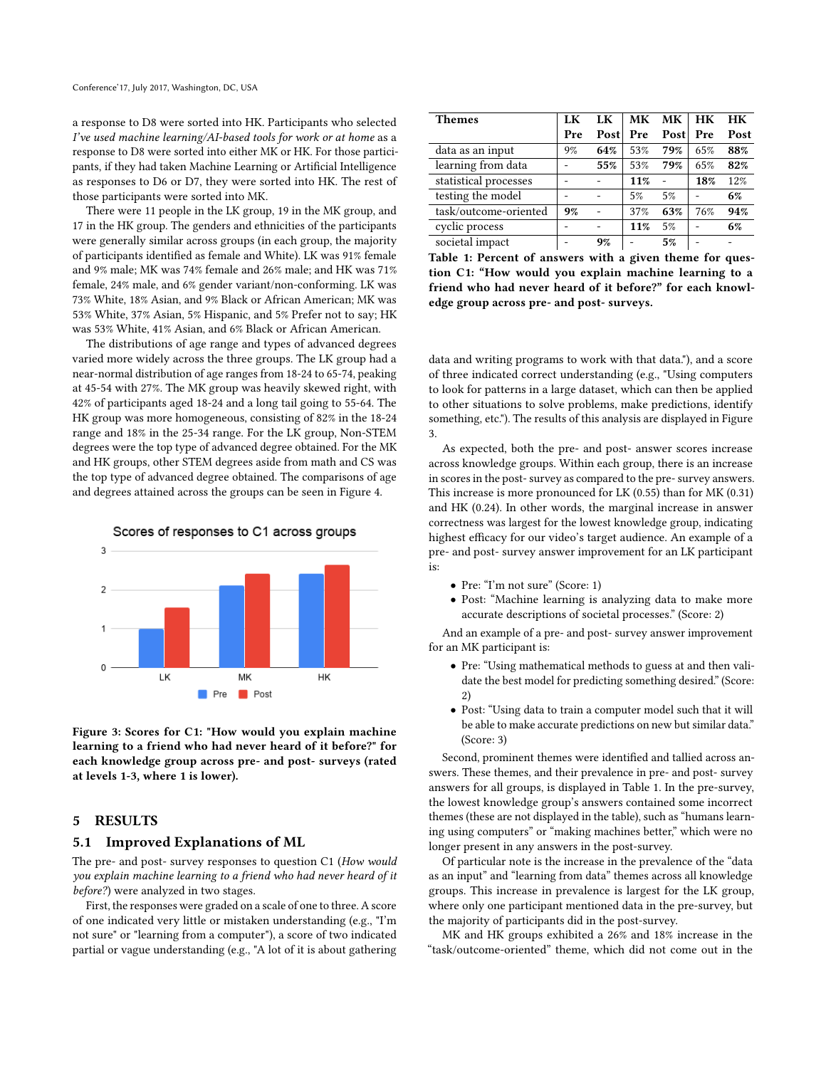a response to D8 were sorted into HK. Participants who selected *I've used machine learning/AI-based tools for work or at home* as a response to D8 were sorted into either MK or HK. For those participants, if they had taken Machine Learning or Artificial Intelligence as responses to D6 or D7, they were sorted into HK. The rest of those participants were sorted into MK.

There were 11 people in the LK group, 19 in the MK group, and 17 in the HK group. The genders and ethnicities of the participants were generally similar across groups (in each group, the majority of participants identified as female and White). LK was 91% female and 9% male; MK was 74% female and 26% male; and HK was 71% female, 24% male, and 6% gender variant/non-conforming. LK was 73% White, 18% Asian, and 9% Black or African American; MK was 53% White, 37% Asian, 5% Hispanic, and 5% Prefer not to say; HK was 53% White, 41% Asian, and 6% Black or African American.

The distributions of age range and types of advanced degrees varied more widely across the three groups. The LK group had a near-normal distribution of age ranges from 18-24 to 65-74, peaking at 45-54 with 27%. The MK group was heavily skewed right, with 42% of participants aged 18-24 and a long tail going to 55-64. The HK group was more homogeneous, consisting of 82% in the 18-24 range and 18% in the 25-34 range. For the LK group, Non-STEM degrees were the top type of advanced degree obtained. For the MK and HK groups, other STEM degrees aside from math and CS was the top type of advanced degree obtained. The comparisons of age and degrees attained across the groups can be seen in Figure 4.

**Figure 3: Scores for C1: "How would you explain machine learning to a friend who had never heard of it before?" for each knowledge group across pre- and post- surveys (rated at levels 1-3, where 1 is lower).**

## 5 RESULTS

### 5.1 Improved Explanations of ML

The pre- and post- survey responses to question C1 (*How would you explain machine learning to a friend who had never heard of it before?*) were analyzed in two stages.

First, the responses were graded on a scale of one to three. A score of one indicated very little or mistaken understanding (e.g., "I'm not sure" or "learning from a computer"), a score of two indicated partial or vague understanding (e.g., "A lot of it is about gathering data and writing programs to work with that data."), and a score of three indicated correct understanding (e.g., "Using computers to look for patterns in a large dataset, which can then be applied to other situations to solve problems, make predictions, identify something, etc."). The results of this analysis are displayed in Figure 3.

As expected, both the pre- and post- answer scores increase across knowledge groups. Within each group, there is an increase in scores in the post- survey as compared to the pre- survey answers. This increase is more pronounced for LK (0.55) than for MK (0.31) and HK (0.24). In other words, the marginal increase in answer correctness was largest for the lowest knowledge group, indicating highest efficacy for our video's target audience. An example of a pre- and post- survey answer improvement for an LK participant is:

- Pre: "I'm not sure" (Score: 1)
- Post: "Machine learning is analyzing data to make more accurate descriptions of societal processes." (Score: 2)

And an example of a pre- and post- survey answer improvement for an MK participant is:

- Pre: "Using mathematical methods to guess at and then validate the best model for predicting something desired." (Score: 2)
- Post: "Using data to train a computer model such that it will be able to make accurate predictions on new but similar data." (Score: 3)

Second, prominent themes were identified and tallied across answers. These themes, and their prevalence in pre- and post- survey answers for all groups, is displayed in Table 1. In the pre-survey, the lowest knowledge group's answers contained some incorrect themes (these are not displayed in the table), such as "humans learning using computers" or "making machines better," which were no longer present in any answers in the post-survey.

Of particular note is the increase in the prevalence of the "data as an input" and "learning from data" themes across all knowledge groups. This increase in prevalence is largest for the LK group, where only one participant mentioned data in the pre-survey, but the majority of participants did in the post-survey.

MK and HK groups exhibited a 26% and 18% increase in the "task/outcome-oriented" theme, which did not come out in the

| Themes | LK Pre | LK Post | MK Pre | MK Post | HK Pre | HK Post |
|---|---|---|---|---|---|---|
| data as an input | 9% | **64%** | 53% | **79%** | 65% | **88%** |
| learning from data | - | **55%** | 53% | **79%** | 65% | **82%** |
| statistical processes | - | - | **11%** | - | **18%** | 12% |
| testing the model | - | - | 5% | 5% | - | **6%** |
| task/outcome-oriented | **9%** | - | 37% | **63%** | 76% | **94%** |
| cyclic process | - | - | **11%** | 5% | - | **6%** |
| societal impact | - | **9%** | - | **5%** | - | - |

**Table 1: Percent of answers with a given theme for question C1: "How would you explain machine learning to a friend who had never heard of it before?" for each knowledge group across pre- and post- surveys.**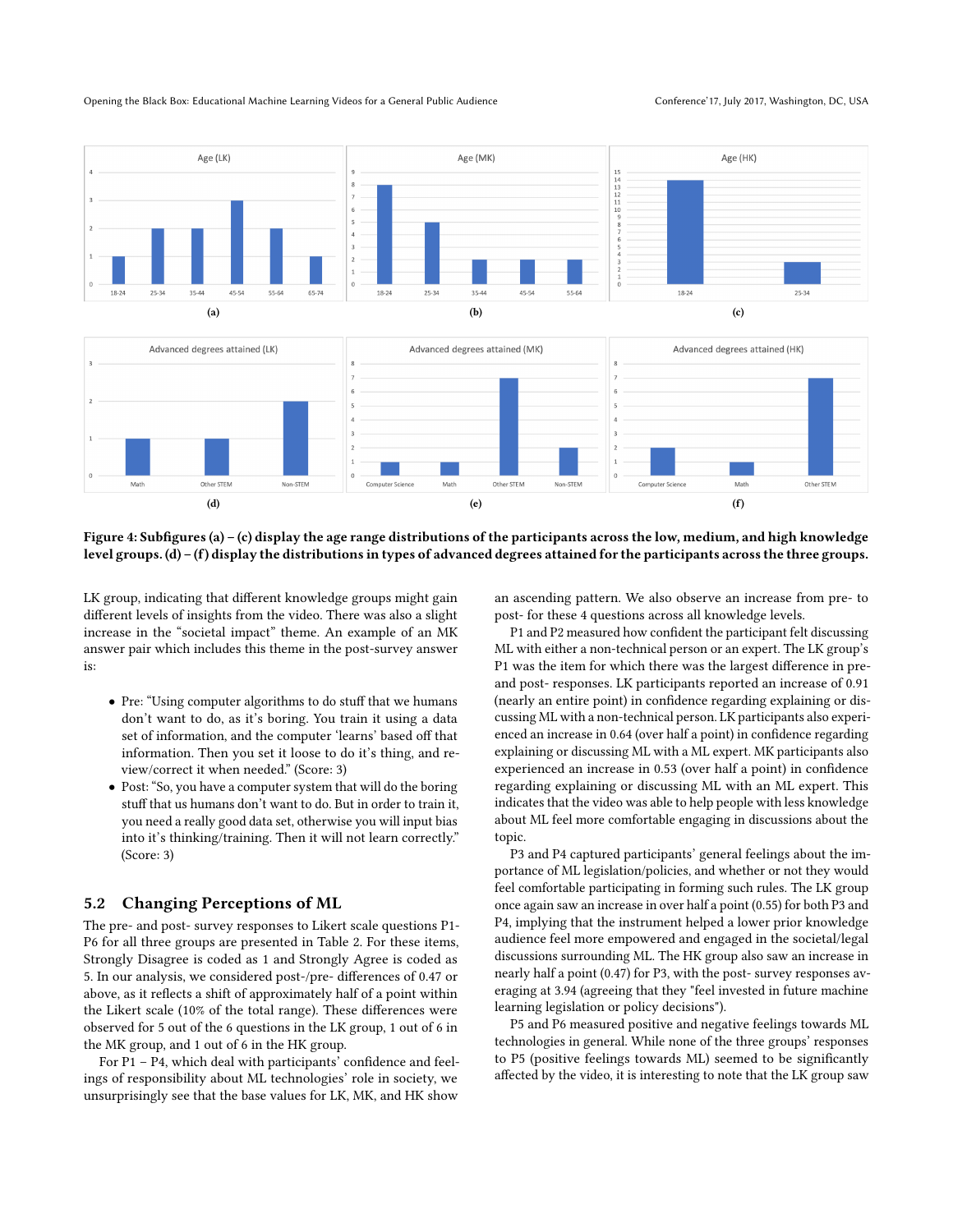**Figure 4: Subfigures (a) – (c) display the age range distributions of the participants across the low, medium, and high knowledge level groups. (d) – (f) display the distributions in types of advanced degrees attained for the participants across the three groups.**

LK group, indicating that different knowledge groups might gain different levels of insights from the video. There was also a slight increase in the "societal impact" theme. An example of an MK answer pair which includes this theme in the post-survey answer is:

- Pre: "Using computer algorithms to do stuff that we humans don't want to do, as it's boring. You train it using a data set of information, and the computer 'learns' based off that information. Then you set it loose to do it's thing, and review/correct it when needed." (Score: 3)
- Post: "So, you have a computer system that will do the boring stuff that us humans don't want to do. But in order to train it, you need a really good data set, otherwise you will input bias into it's thinking/training. Then it will not learn correctly." (Score: 3)

## 5.2 Changing Perceptions of ML

The pre- and post- survey responses to Likert scale questions P1-P6 for all three groups are presented in Table 2. For these items, Strongly Disagree is coded as 1 and Strongly Agree is coded as 5. In our analysis, we considered post-/pre- differences of 0.47 or above, as it reflects a shift of approximately half of a point within the Likert scale (10% of the total range). These differences were observed for 5 out of the 6 questions in the LK group, 1 out of 6 in the MK group, and 1 out of 6 in the HK group.

For P1 – P4, which deal with participants' confidence and feelings of responsibility about ML technologies' role in society, we unsurprisingly see that the base values for LK, MK, and HK show an ascending pattern. We also observe an increase from pre- to post- for these 4 questions across all knowledge levels.

P1 and P2 measured how confident the participant felt discussing ML with either a non-technical person or an expert. The LK group's P1 was the item for which there was the largest difference in pre- and post- responses. LK participants reported an increase of 0.91 (nearly an entire point) in confidence regarding explaining or discussing ML with a non-technical person. LK participants also experienced an increase in 0.64 (over half a point) in confidence regarding explaining or discussing ML with a ML expert. MK participants also experienced an increase in 0.53 (over half a point) in confidence regarding explaining or discussing ML with an ML expert. This indicates that the video was able to help people with less knowledge about ML feel more comfortable engaging in discussions about the topic.

P3 and P4 captured participants' general feelings about the importance of ML legislation/policies, and whether or not they would feel comfortable participating in forming such rules. The LK group once again saw an increase in over half a point (0.55) for both P3 and P4, implying that the instrument helped a lower prior knowledge audience feel more empowered and engaged in the societal/legal discussions surrounding ML. The HK group also saw an increase in nearly half a point (0.47) for P3, with the post- survey responses averaging at 3.94 (agreeing that they "feel invested in future machine learning legislation or policy decisions").

P5 and P6 measured positive and negative feelings towards ML technologies in general. While none of the three groups' responses to P5 (positive feelings towards ML) seemed to be significantly affected by the video, it is interesting to note that the LK group saw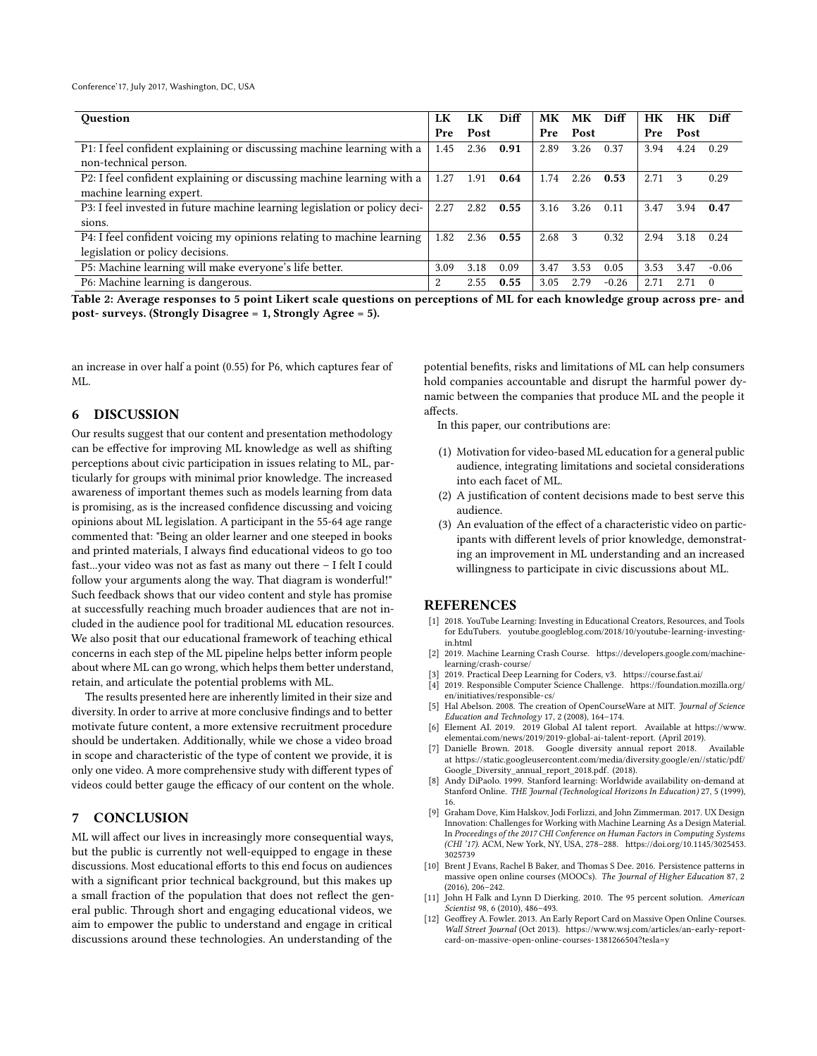| Question | LK Pre | LK Post | Diff | MK Pre | MK Post | Diff | HK Pre | HK Post | Diff |
|---|---|---|---|---|---|---|---|---|---|
| P1: I feel confident explaining or discussing machine learning with a non-technical person. | 1.45 | 2.36 | **0.91** | 2.89 | 3.26 | 0.37 | 3.94 | 4.24 | 0.29 |
| P2: I feel confident explaining or discussing machine learning with a machine learning expert. | 1.27 | 1.91 | **0.64** | 1.74 | 2.26 | **0.53** | 2.71 | 3 | 0.29 |
| P3: I feel invested in future machine learning legislation or policy decisions. | 2.27 | 2.82 | **0.55** | 3.16 | 3.26 | 0.11 | 3.47 | 3.94 | **0.47** |
| P4: I feel confident voicing my opinions relating to machine learning legislation or policy decisions. | 1.82 | 2.36 | **0.55** | 2.68 | 3 | 0.32 | 2.94 | 3.18 | 0.24 |
| P5: Machine learning will make everyone's life better. | 3.09 | 3.18 | 0.09 | 3.47 | 3.53 | 0.05 | 3.53 | 3.47 | -0.06 |
| P6: Machine learning is dangerous. | 2 | 2.55 | **0.55** | 3.05 | 2.79 | -0.26 | 2.71 | 2.71 | 0 |

**Table 2: Average responses to 5 point Likert scale questions on perceptions of ML for each knowledge group across pre- and post- surveys. (Strongly Disagree = 1, Strongly Agree = 5).**

an increase in over half a point (0.55) for P6, which captures fear of ML.

## 6 DISCUSSION

Our results suggest that our content and presentation methodology can be effective for improving ML knowledge as well as shifting perceptions about civic participation in issues relating to ML, particularly for groups with minimal prior knowledge. The increased awareness of important themes such as models learning from data is promising, as is the increased confidence discussing and voicing opinions about ML legislation. A participant in the 55-64 age range commented that: "Being an older learner and one steeped in books and printed materials, I always find educational videos to go too fast...your video was not as fast as many out there – I felt I could follow your arguments along the way. That diagram is wonderful!" Such feedback shows that our video content and style has promise at successfully reaching much broader audiences that are not included in the audience pool for traditional ML education resources. We also posit that our educational framework of teaching ethical concerns in each step of the ML pipeline helps better inform people about where ML can go wrong, which helps them better understand, retain, and articulate the potential problems with ML.

The results presented here are inherently limited in their size and diversity. In order to arrive at more conclusive findings and to better motivate future content, a more extensive recruitment procedure should be undertaken. Additionally, while we chose a video broad in scope and characteristic of the type of content we provide, it is only one video. A more comprehensive study with different types of videos could better gauge the efficacy of our content on the whole.

## 7 CONCLUSION

ML will affect our lives in increasingly more consequential ways, but the public is currently not well-equipped to engage in these discussions. Most educational efforts to this end focus on audiences with a significant prior technical background, but this makes up a small fraction of the population that does not reflect the general public. Through short and engaging educational videos, we aim to empower the public to understand and engage in critical discussions around these technologies. An understanding of the potential benefits, risks and limitations of ML can help consumers hold companies accountable and disrupt the harmful power dynamic between the companies that produce ML and the people it affects.

In this paper, our contributions are:

1. Motivation for video-based ML education for a general public audience, integrating limitations and societal considerations into each facet of ML.
2. A justification of content decisions made to best serve this audience.
3. An evaluation of the effect of a characteristic video on participants with different levels of prior knowledge, demonstrating an improvement in ML understanding and an increased willingness to participate in civic discussions about ML.

## REFERENCES

- [1] 2018. YouTube Learning: Investing in Educational Creators, Resources, and Tools for EduTubers. youtube.googleblog.com/2018/10/youtube-learning-investing-in.html
- [2] 2019. Machine Learning Crash Course. https://developers.google.com/machine-learning/crash-course/
- [3] 2019. Practical Deep Learning for Coders, v3. https://course.fast.ai/
- [4] 2019. Responsible Computer Science Challenge. https://foundation.mozilla.org/en/initiatives/responsible-cs/
- [5] Hal Abelson. 2008. The creation of OpenCourseWare at MIT. *Journal of Science Education and Technology* 17, 2 (2008), 164–174.
- [6] Element AI. 2019. 2019 Global AI talent report. Available at https://www.elementai.com/news/2019/2019-global-ai-talent-report. (April 2019).
- [7] Danielle Brown. 2018. Google diversity annual report 2018. Available at https://static.googleusercontent.com/media/diversity.google/en//static/pdf/Google_Diversity_annual_report_2018.pdf. (2018).
- [8] Andy DiPaolo. 1999. Stanford learning: Worldwide availability on-demand at Stanford Online. *THE Journal (Technological Horizons In Education)* 27, 5 (1999), 16.
- [9] Graham Dove, Kim Halskov, Jodi Forlizzi, and John Zimmerman. 2017. UX Design Innovation: Challenges for Working with Machine Learning As a Design Material. In *Proceedings of the 2017 CHI Conference on Human Factors in Computing Systems (CHI '17)*. ACM, New York, NY, USA, 278–288. https://doi.org/10.1145/3025453.3025739
- [10] Brent J Evans, Rachel B Baker, and Thomas S Dee. 2016. Persistence patterns in massive open online courses (MOOCs). *The Journal of Higher Education* 87, 2 (2016), 206–242.
- [11] John H Falk and Lynn D Dierking. 2010. The 95 percent solution. *American Scientist* 98, 6 (2010), 486–493.
- [12] Geoffrey A. Fowler. 2013. An Early Report Card on Massive Open Online Courses. *Wall Street Journal* (Oct 2013). https://www.wsj.com/articles/an-early-report-card-on-massive-open-online-courses-1381266504?tesla=y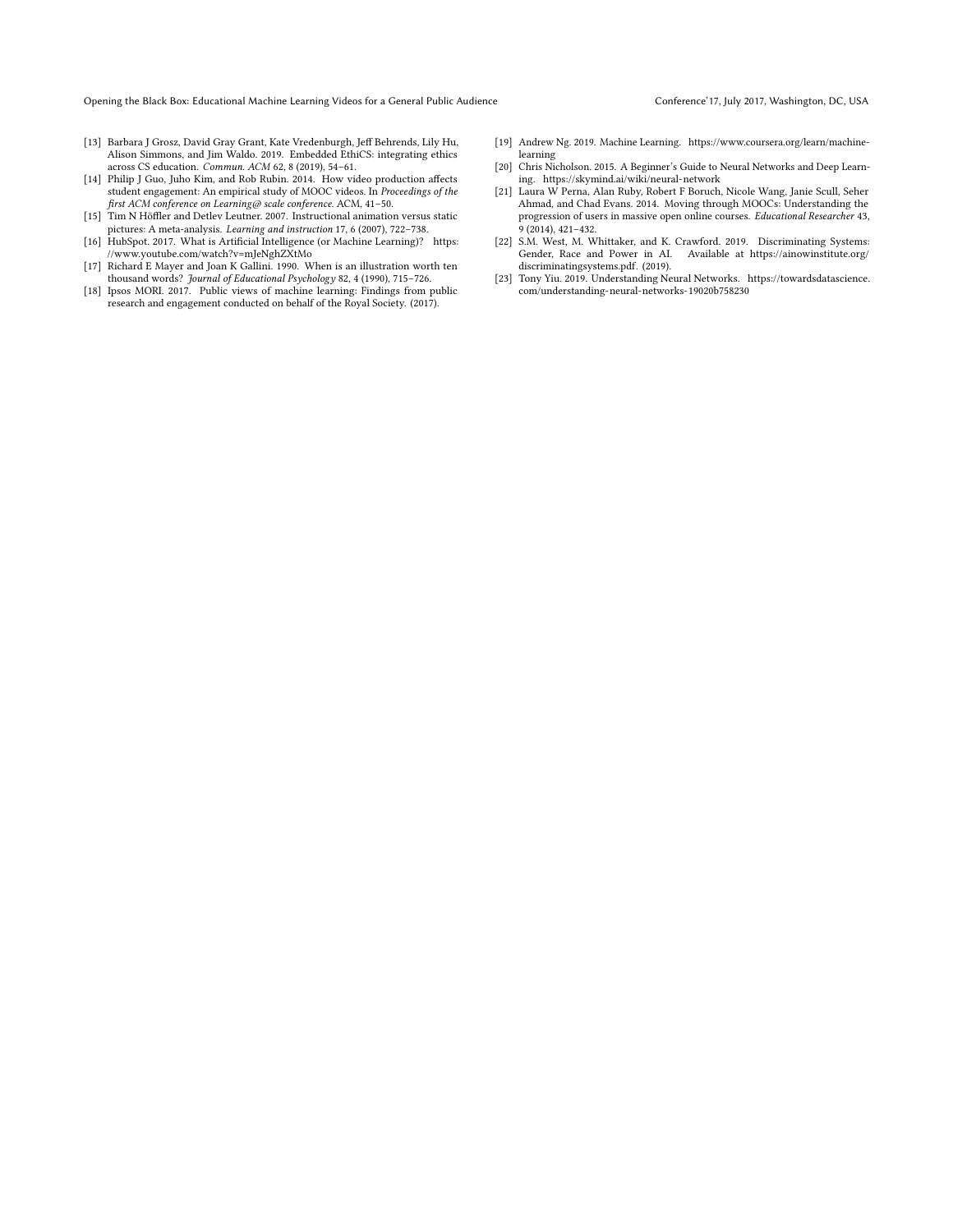[13] Barbara J Grosz, David Gray Grant, Kate Vredenburgh, Jeff Behrends, Lily Hu, Alison Simmons, and Jim Waldo. 2019. Embedded EthiCS: integrating ethics across CS education. *Commun. ACM* 62, 8 (2019), 54–61.

[14] Philip J Guo, Juho Kim, and Rob Rubin. 2014. How video production affects student engagement: An empirical study of MOOC videos. In *Proceedings of the first ACM conference on Learning@ scale conference*. ACM, 41–50.

[15] Tim N Höffler and Detlev Leutner. 2007. Instructional animation versus static pictures: A meta-analysis. *Learning and instruction* 17, 6 (2007), 722–738.

[16] HubSpot. 2017. What is Artificial Intelligence (or Machine Learning)? https://www.youtube.com/watch?v=mJeNghZXtMo

[17] Richard E Mayer and Joan K Gallini. 1990. When is an illustration worth ten thousand words? *Journal of Educational Psychology* 82, 4 (1990), 715–726.

[18] Ipsos MORI. 2017. Public views of machine learning: Findings from public research and engagement conducted on behalf of the Royal Society. (2017).

[19] Andrew Ng. 2019. Machine Learning. https://www.coursera.org/learn/machine-learning

[20] Chris Nicholson. 2015. A Beginner's Guide to Neural Networks and Deep Learning. https://skymind.ai/wiki/neural-network

[21] Laura W Perna, Alan Ruby, Robert F Boruch, Nicole Wang, Janie Scull, Seher Ahmad, and Chad Evans. 2014. Moving through MOOCs: Understanding the progression of users in massive open online courses. *Educational Researcher* 43, 9 (2014), 421–432.

[22] S.M. West, M. Whittaker, and K. Crawford. 2019. Discriminating Systems: Gender, Race and Power in AI. Available at https://ainowinstitute.org/discriminatingsystems.pdf. (2019).

[23] Tony Yiu. 2019. Understanding Neural Networks. https://towardsdatascience.com/understanding-neural-networks-19020b758230